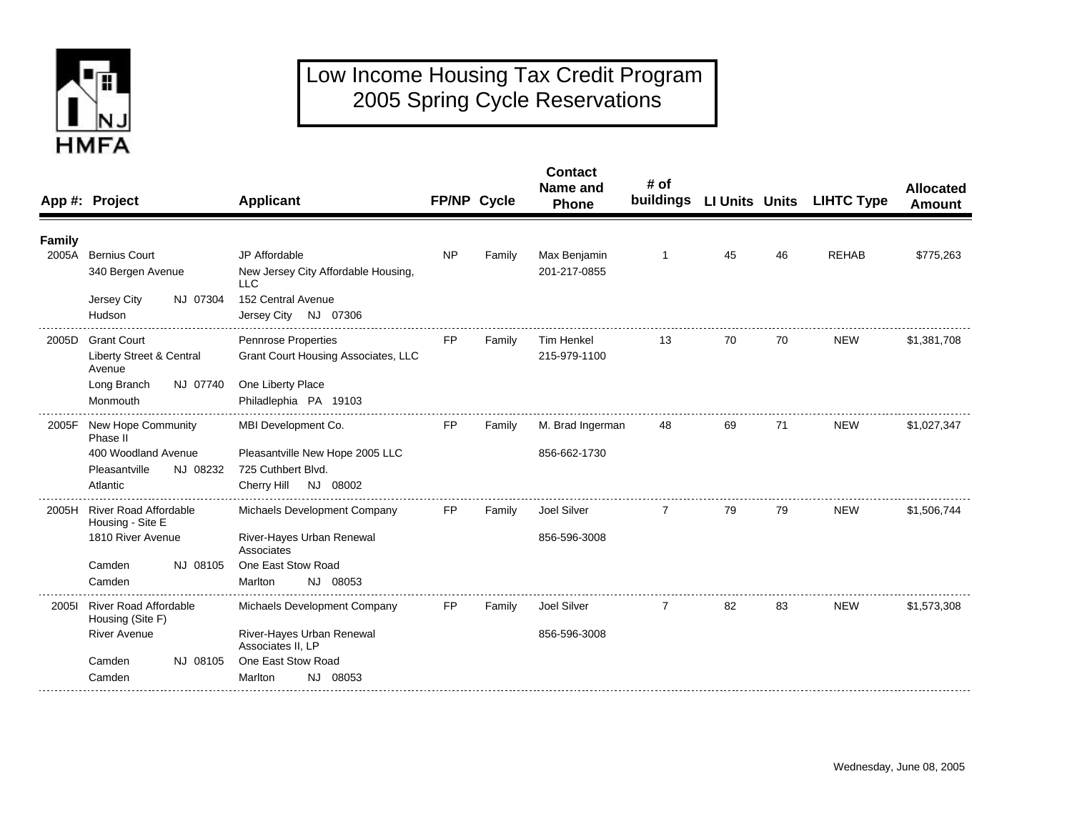# Low Income Housing Tax Credit Program
## 2005 Spring Cycle Reservations

| App #: | Project | Applicant | FP/NP | Cycle | Contact Name and Phone | # of buildings | LI Units | Units | LIHTC Type | Allocated Amount |
|---|---|---|---|---|---|---|---|---|---|---|
| **Family** | | | | | | | | | | |
| 2005A | Bernius Court<br>340 Bergen Avenue<br>Jersey City NJ 07304<br>Hudson | JP Affordable<br>New Jersey City Affordable Housing, LLC<br>152 Central Avenue<br>Jersey City NJ 07306 | NP | Family | Max Benjamin<br>201-217-0855 | 1 | 45 | 46 | REHAB | $775,263 |
| 2005D | Grant Court<br>Liberty Street & Central Avenue<br>Long Branch NJ 07740<br>Monmouth | Pennrose Properties<br>Grant Court Housing Associates, LLC<br>One Liberty Place<br>Philadlephia PA 19103 | FP | Family | Tim Henkel<br>215-979-1100 | 13 | 70 | 70 | NEW | $1,381,708 |
| 2005F | New Hope Community Phase II<br>400 Woodland Avenue<br>Pleasantville NJ 08232<br>Atlantic | MBI Development Co.<br>Pleasantville New Hope 2005 LLC<br>725 Cuthbert Blvd.<br>Cherry Hill NJ 08002 | FP | Family | M. Brad Ingerman<br>856-662-1730 | 48 | 69 | 71 | NEW | $1,027,347 |
| 2005H | River Road Affordable Housing - Site E<br>1810 River Avenue<br>Camden NJ 08105<br>Camden | Michaels Development Company<br>River-Hayes Urban Renewal Associates<br>One East Stow Road<br>Marlton NJ 08053 | FP | Family | Joel Silver<br>856-596-3008 | 7 | 79 | 79 | NEW | $1,506,744 |
| 2005I | River Road Affordable Housing (Site F)<br>River Avenue<br>Camden NJ 08105<br>Camden | Michaels Development Company<br>River-Hayes Urban Renewal Associates II, LP<br>One East Stow Road<br>Marlton NJ 08053 | FP | Family | Joel Silver<br>856-596-3008 | 7 | 82 | 83 | NEW | $1,573,308 |

Wednesday, June 08, 2005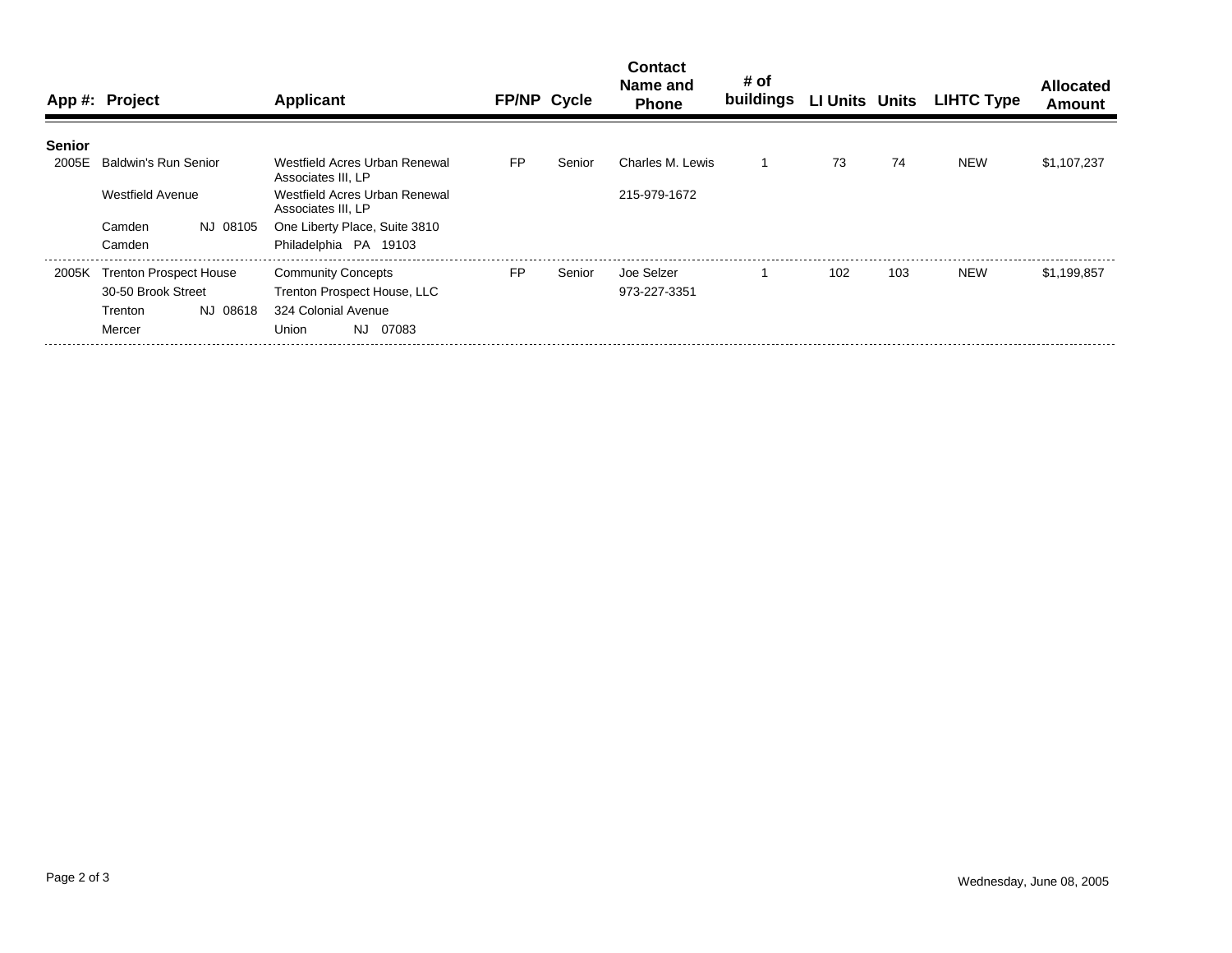| App #: | Project | Applicant | FP/NP | Cycle | Contact Name and Phone | # of buildings | LI Units | Units | LIHTC Type | Allocated Amount |
|---|---|---|---|---|---|---|---|---|---|---|
| **Senior** | | | | | | | | | | |
| 2005E | Baldwin's Run Senior | Westfield Acres Urban Renewal Associates III, LP | FP | Senior | Charles M. Lewis | 1 | 73 | 74 | NEW | $1,107,237 |
| | Westfield Avenue | Westfield Acres Urban Renewal Associates III, LP | | | 215-979-1672 | | | | | |
| | Camden NJ 08105 | One Liberty Place, Suite 3810 | | | | | | | | |
| | Camden | Philadelphia PA 19103 | | | | | | | | |
| 2005K | Trenton Prospect House | Community Concepts | FP | Senior | Joe Selzer | 1 | 102 | 103 | NEW | $1,199,857 |
| | 30-50 Brook Street | Trenton Prospect House, LLC | | | 973-227-3351 | | | | | |
| | Trenton NJ 08618 | 324 Colonial Avenue | | | | | | | | |
| | Mercer | Union NJ 07083 | | | | | | | | |

Wednesday, June 08, 2005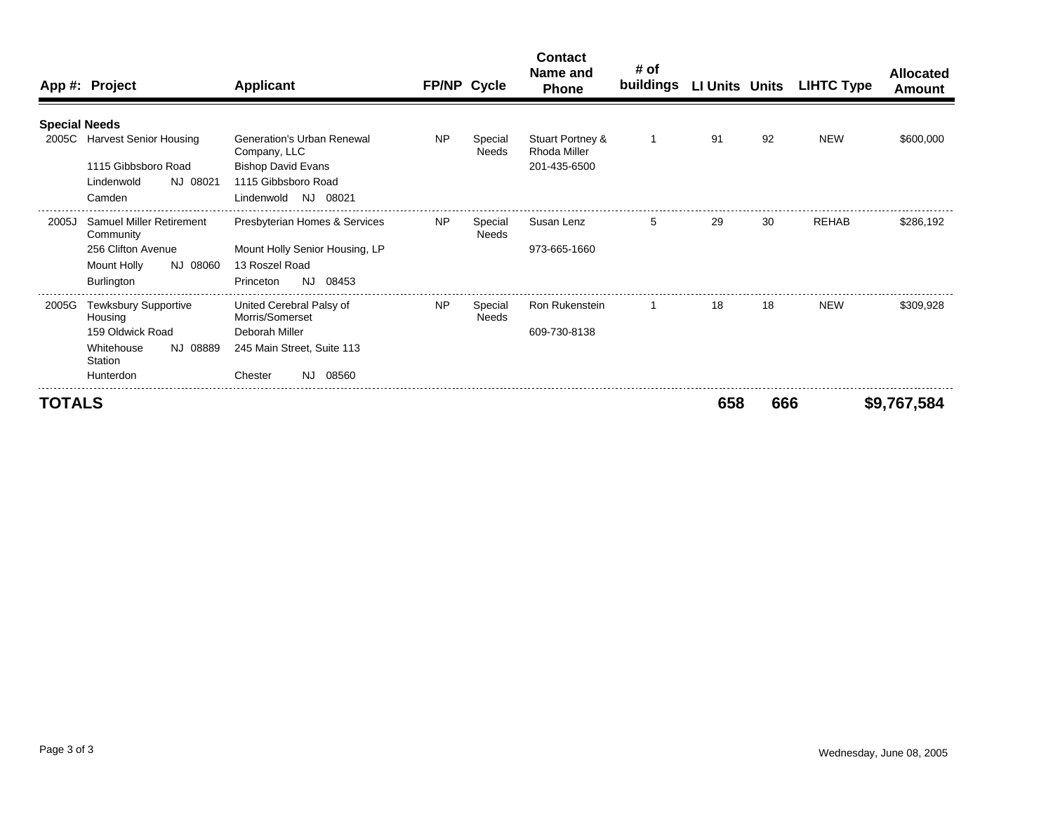| App #: | Project | Applicant | FP/NP | Cycle | Contact Name and Phone | # of buildings | LI Units | Units | LIHTC Type | Allocated Amount |
|---|---|---|---|---|---|---|---|---|---|---|
| **Special Needs** | | | | | | | | | | |
| 2005C | Harvest Senior Housing<br>1115 Gibbsboro Road<br>Lindenwold NJ 08021<br>Camden | Generation's Urban Renewal Company, LLC<br>Bishop David Evans<br>1115 Gibbsboro Road<br>Lindenwold NJ 08021 | NP | Special Needs | Stuart Portney & Rhoda Miller<br>201-435-6500 | 1 | 91 | 92 | NEW | $600,000 |
| 2005J | Samuel Miller Retirement Community<br>256 Clifton Avenue<br>Mount Holly NJ 08060<br>Burlington | Presbyterian Homes & Services<br>Mount Holly Senior Housing, LP<br>13 Roszel Road<br>Princeton NJ 08453 | NP | Special Needs | Susan Lenz<br>973-665-1660 | 5 | 29 | 30 | REHAB | $286,192 |
| 2005G | Tewksbury Supportive Housing<br>159 Oldwick Road<br>Whitehouse Station NJ 08889<br>Hunterdon | United Cerebral Palsy of Morris/Somerset<br>Deborah Miller<br>245 Main Street, Suite 113<br>Chester NJ 08560 | NP | Special Needs | Ron Rukenstein<br>609-730-8138 | 1 | 18 | 18 | NEW | $309,928 |
| **TOTALS** | | | | | | | **658** | **666** | | **$9,767,584** |

Wednesday, June 08, 2005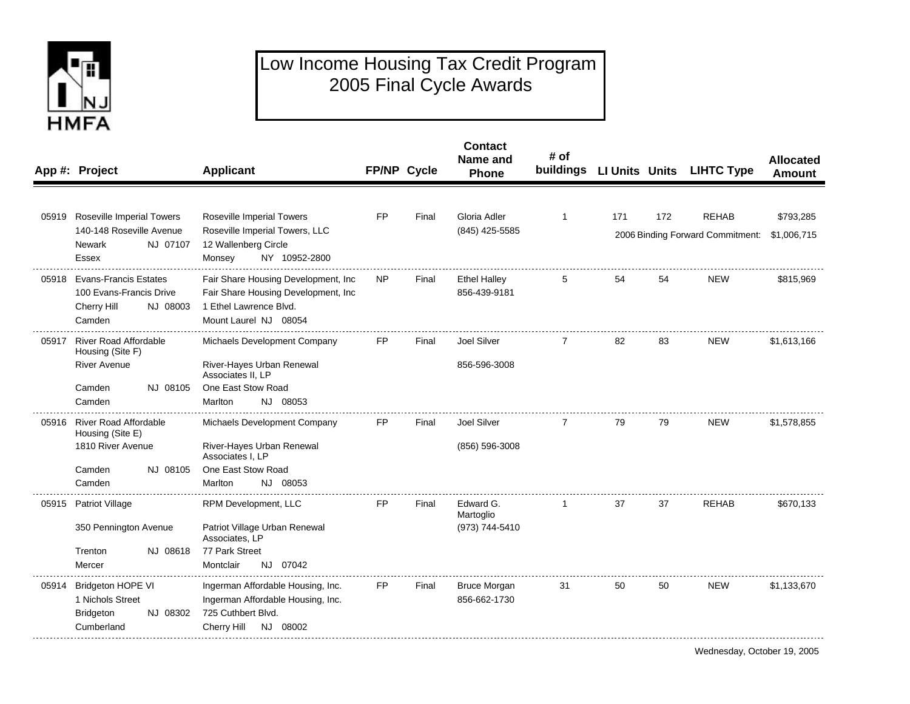# Low Income Housing Tax Credit Program 2005 Final Cycle Awards

| App #: | Project | Applicant | FP/NP | Cycle | Contact Name and Phone | # of buildings | LI Units | Units | LIHTC Type | Allocated Amount |
|---|---|---|---|---|---|---|---|---|---|---|
| 05919 | Roseville Imperial Towers<br>140-148 Roseville Avenue<br>Newark NJ 07107<br>Essex | Roseville Imperial Towers<br>Roseville Imperial Towers, LLC<br>12 Wallenberg Circle<br>Monsey NY 10952-2800 | FP | Final | Gloria Adler<br>(845) 425-5585 | 1 | 171 | 172 | REHAB<br>2006 Binding Forward Commitment: | $793,285<br>$1,006,715 |
| 05918 | Evans-Francis Estates<br>100 Evans-Francis Drive<br>Cherry Hill NJ 08003<br>Camden | Fair Share Housing Development, Inc<br>Fair Share Housing Development, Inc<br>1 Ethel Lawrence Blvd.<br>Mount Laurel NJ 08054 | NP | Final | Ethel Halley<br>856-439-9181 | 5 | 54 | 54 | NEW | $815,969 |
| 05917 | River Road Affordable Housing (Site F)<br>River Avenue<br>Camden NJ 08105<br>Camden | Michaels Development Company<br>River-Hayes Urban Renewal Associates II, LP<br>One East Stow Road<br>Marlton NJ 08053 | FP | Final | Joel Silver<br>856-596-3008 | 7 | 82 | 83 | NEW | $1,613,166 |
| 05916 | River Road Affordable Housing (Site E)<br>1810 River Avenue<br>Camden NJ 08105<br>Camden | Michaels Development Company<br>River-Hayes Urban Renewal Associates I, LP<br>One East Stow Road<br>Marlton NJ 08053 | FP | Final | Joel Silver<br>(856) 596-3008 | 7 | 79 | 79 | NEW | $1,578,855 |
| 05915 | Patriot Village<br>350 Pennington Avenue<br>Trenton NJ 08618<br>Mercer | RPM Development, LLC<br>Patriot Village Urban Renewal Associates, LP<br>77 Park Street<br>Montclair NJ 07042 | FP | Final | Edward G. Martoglio<br>(973) 744-5410 | 1 | 37 | 37 | REHAB | $670,133 |
| 05914 | Bridgeton HOPE VI<br>1 Nichols Street<br>Bridgeton NJ 08302<br>Cumberland | Ingerman Affordable Housing, Inc.<br>Ingerman Affordable Housing, Inc.<br>725 Cuthbert Blvd.<br>Cherry Hill NJ 08002 | FP | Final | Bruce Morgan<br>856-662-1730 | 31 | 50 | 50 | NEW | $1,133,670 |

Wednesday, October 19, 2005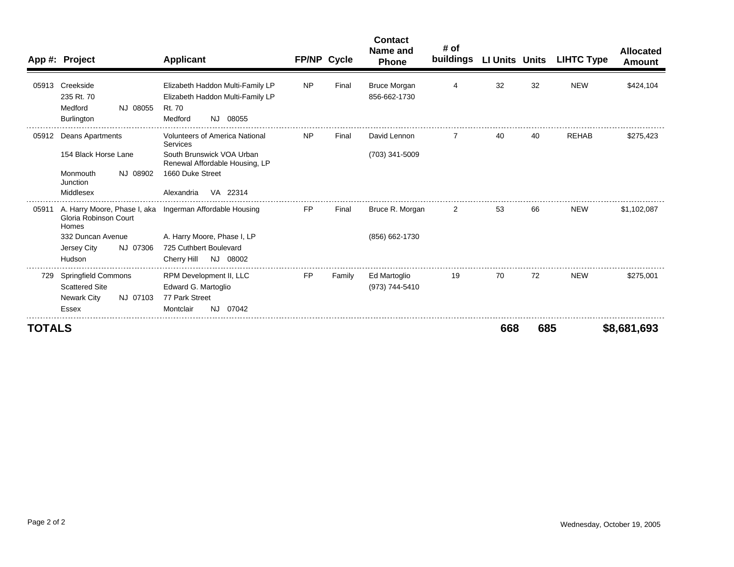| App #: | Project | Applicant | FP/NP | Cycle | Contact Name and Phone | # of buildings | LI Units | Units | LIHTC Type | Allocated Amount |
|---|---|---|---|---|---|---|---|---|---|---|
| 05913 | Creekside<br>235 Rt. 70<br>Medford NJ 08055<br>Burlington | Elizabeth Haddon Multi-Family LP<br>Elizabeth Haddon Multi-Family LP<br>Rt. 70<br>Medford NJ 08055 | NP | Final | Bruce Morgan<br>856-662-1730 | 4 | 32 | 32 | NEW | $424,104 |
| 05912 | Deans Apartments<br>154 Black Horse Lane<br>Monmouth Junction NJ 08902<br>Middlesex | Volunteers of America National Services<br>South Brunswick VOA Urban Renewal Affordable Housing, LP<br>1660 Duke Street<br>Alexandria VA 22314 | NP | Final | David Lennon<br>(703) 341-5009 | 7 | 40 | 40 | REHAB | $275,423 |
| 05911 | A. Harry Moore, Phase I, aka Gloria Robinson Court Homes<br>332 Duncan Avenue<br>Jersey City NJ 07306<br>Hudson | Ingerman Affordable Housing<br>A. Harry Moore, Phase I, LP<br>725 Cuthbert Boulevard<br>Cherry Hill NJ 08002 | FP | Final | Bruce R. Morgan<br>(856) 662-1730 | 2 | 53 | 66 | NEW | $1,102,087 |
| 729 | Springfield Commons<br>Scattered Site<br>Newark City NJ 07103<br>Essex | RPM Development II, LLC<br>Edward G. Martoglio<br>77 Park Street<br>Montclair NJ 07042 | FP | Family | Ed Martoglio<br>(973) 744-5410 | 19 | 70 | 72 | NEW | $275,001 |
| **TOTALS** | | | | | | | **668** | **685** | | **$8,681,693** |

Wednesday, October 19, 2005